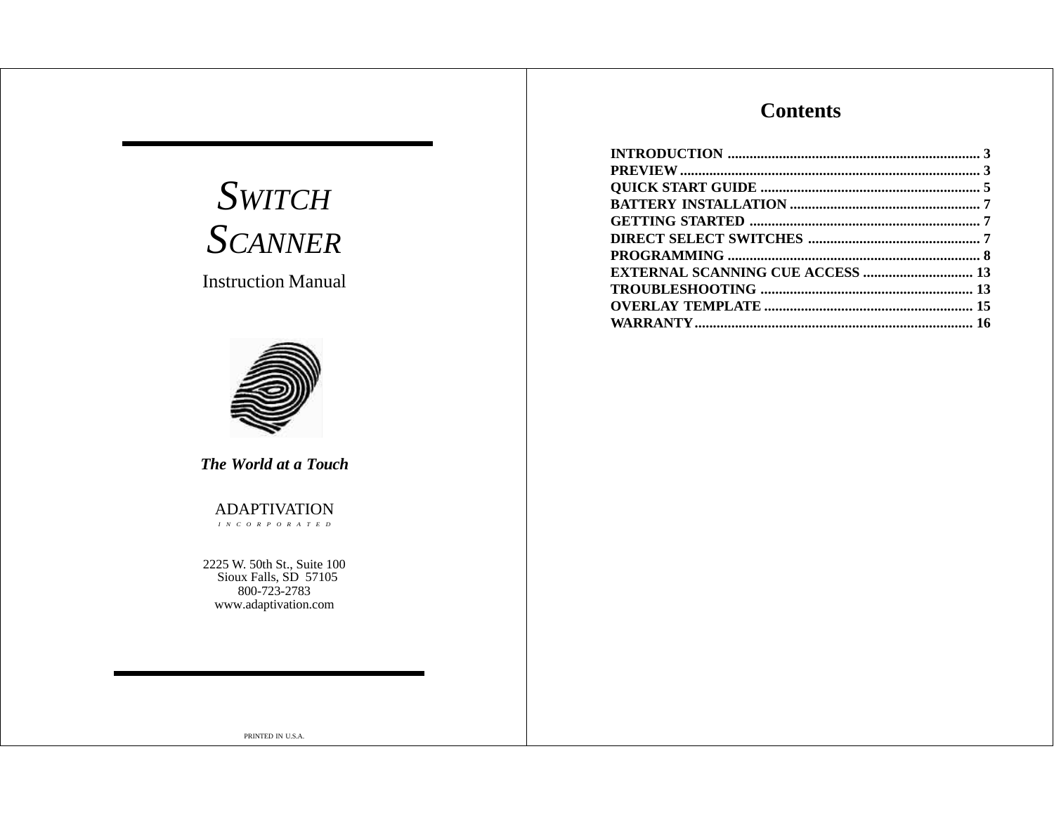# *SWITCH SCANNER*

Instruction Manual

***The World at a Touch***

ADAPTIVATION

*I N C O R P O R A T E D*

2225 W. 50th St., Suite 100
Sioux Falls, SD 57105
800-723-2783
www.adaptivation.com

PRINTED IN U.S.A.

## Contents

**INTRODUCTION .................................................................... 3**
**PREVIEW ................................................................................ 3**
**QUICK START GUIDE ........................................................... 5**
**BATTERY INSTALLATION .................................................... 7**
**GETTING STARTED ............................................................... 7**
**DIRECT SELECT SWITCHES ............................................... 7**
**PROGRAMMING .................................................................... 8**
**EXTERNAL SCANNING CUE ACCESS .............................. 13**
**TROUBLESHOOTING .......................................................... 13**
**OVERLAY TEMPLATE ......................................................... 15**
**WARRANTY ........................................................................... 16**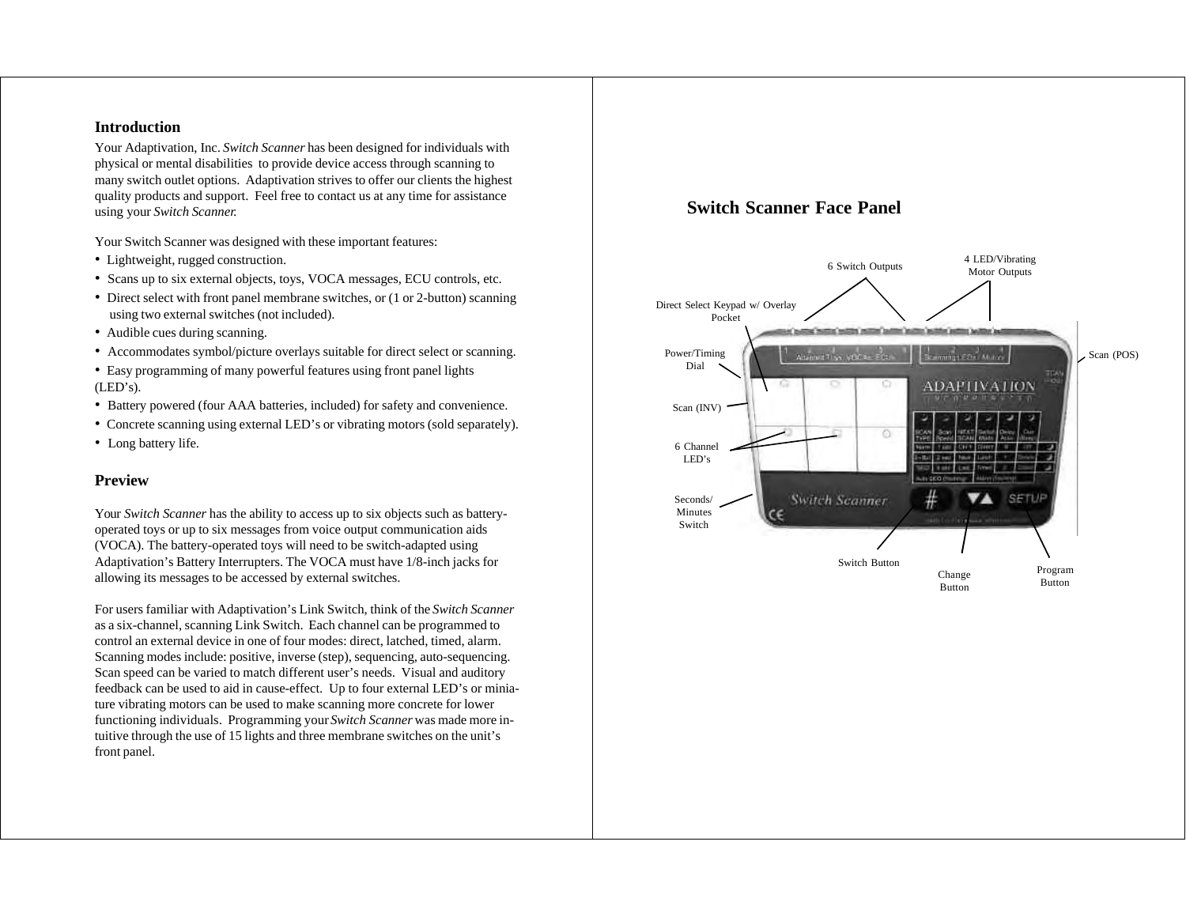## Introduction

Your Adaptivation, Inc. *Switch Scanner* has been designed for individuals with physical or mental disabilities to provide device access through scanning to many switch outlet options. Adaptivation strives to offer our clients the highest quality products and support. Feel free to contact us at any time for assistance using your *Switch Scanner.*

Your Switch Scanner was designed with these important features:

- Lightweight, rugged construction.
- Scans up to six external objects, toys, VOCA messages, ECU controls, etc.
- Direct select with front panel membrane switches, or (1 or 2-button) scanning using two external switches (not included).
- Audible cues during scanning.
- Accommodates symbol/picture overlays suitable for direct select or scanning.
- Easy programming of many powerful features using front panel lights (LED's).
- Battery powered (four AAA batteries, included) for safety and convenience.
- Concrete scanning using external LED's or vibrating motors (sold separately).
- Long battery life.

## Preview

Your *Switch Scanner* has the ability to access up to six objects such as battery-operated toys or up to six messages from voice output communication aids (VOCA). The battery-operated toys will need to be switch-adapted using Adaptivation's Battery Interrupters. The VOCA must have 1/8-inch jacks for allowing its messages to be accessed by external switches.

For users familiar with Adaptivation's Link Switch, think of the *Switch Scanner* as a six-channel, scanning Link Switch. Each channel can be programmed to control an external device in one of four modes: direct, latched, timed, alarm. Scanning modes include: positive, inverse (step), sequencing, auto-sequencing. Scan speed can be varied to match different user's needs. Visual and auditory feedback can be used to aid in cause-effect. Up to four external LED's or miniature vibrating motors can be used to make scanning more concrete for lower functioning individuals. Programming your *Switch Scanner* was made more intuitive through the use of 15 lights and three membrane switches on the unit's front panel.

## Switch Scanner Face Panel

6 Switch Outputs

4 LED/Vibrating Motor Outputs

Direct Select Keypad w/ Overlay Pocket

Power/Timing Dial

Scan (POS)

Scan (INV)

6 Channel LED's

Seconds/ Minutes Switch

Switch Button

Change Button

Program Button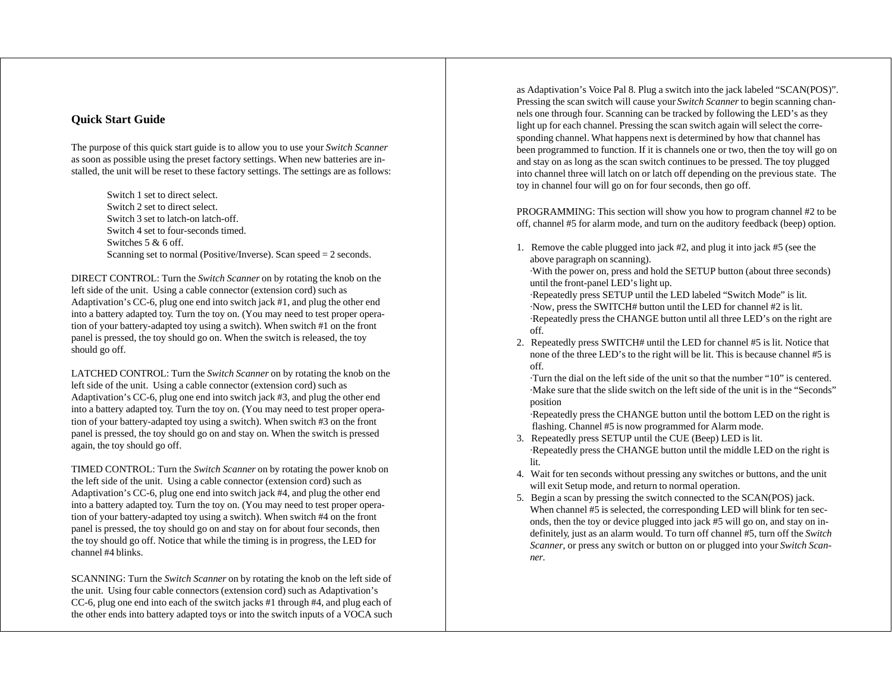## Quick Start Guide

The purpose of this quick start guide is to allow you to use your *Switch Scanner* as soon as possible using the preset factory settings. When new batteries are installed, the unit will be reset to these factory settings. The settings are as follows:

Switch 1 set to direct select.
Switch 2 set to direct select.
Switch 3 set to latch-on latch-off.
Switch 4 set to four-seconds timed.
Switches 5 & 6 off.
Scanning set to normal (Positive/Inverse). Scan speed = 2 seconds.

DIRECT CONTROL: Turn the *Switch Scanner* on by rotating the knob on the left side of the unit. Using a cable connector (extension cord) such as Adaptivation's CC-6, plug one end into switch jack #1, and plug the other end into a battery adapted toy. Turn the toy on. (You may need to test proper operation of your battery-adapted toy using a switch). When switch #1 on the front panel is pressed, the toy should go on. When the switch is released, the toy should go off.

LATCHED CONTROL: Turn the *Switch Scanner* on by rotating the knob on the left side of the unit. Using a cable connector (extension cord) such as Adaptivation's CC-6, plug one end into switch jack #3, and plug the other end into a battery adapted toy. Turn the toy on. (You may need to test proper operation of your battery-adapted toy using a switch). When switch #3 on the front panel is pressed, the toy should go on and stay on. When the switch is pressed again, the toy should go off.

TIMED CONTROL: Turn the *Switch Scanner* on by rotating the power knob on the left side of the unit. Using a cable connector (extension cord) such as Adaptivation's CC-6, plug one end into switch jack #4, and plug the other end into a battery adapted toy. Turn the toy on. (You may need to test proper operation of your battery-adapted toy using a switch). When switch #4 on the front panel is pressed, the toy should go on and stay on for about four seconds, then the toy should go off. Notice that while the timing is in progress, the LED for channel #4 blinks.

SCANNING: Turn the *Switch Scanner* on by rotating the knob on the left side of the unit. Using four cable connectors (extension cord) such as Adaptivation's CC-6, plug one end into each of the switch jacks #1 through #4, and plug each of the other ends into battery adapted toys or into the switch inputs of a VOCA such as Adaptivation's Voice Pal 8. Plug a switch into the jack labeled "SCAN(POS)". Pressing the scan switch will cause your *Switch Scanner* to begin scanning channels one through four. Scanning can be tracked by following the LED's as they light up for each channel. Pressing the scan switch again will select the corresponding channel. What happens next is determined by how that channel has been programmed to function. If it is channels one or two, then the toy will go on and stay on as long as the scan switch continues to be pressed. The toy plugged into channel three will latch on or latch off depending on the previous state. The toy in channel four will go on for four seconds, then go off.

PROGRAMMING: This section will show you how to program channel #2 to be off, channel #5 for alarm mode, and turn on the auditory feedback (beep) option.

1. Remove the cable plugged into jack #2, and plug it into jack #5 (see the above paragraph on scanning).
   ·With the power on, press and hold the SETUP button (about three seconds) until the front-panel LED's light up.
   ·Repeatedly press SETUP until the LED labeled "Switch Mode" is lit.
   ·Now, press the SWITCH# button until the LED for channel #2 is lit.
   ·Repeatedly press the CHANGE button until all three LED's on the right are off.
2. Repeatedly press SWITCH# until the LED for channel #5 is lit. Notice that none of the three LED's to the right will be lit. This is because channel #5 is off.
   ·Turn the dial on the left side of the unit so that the number "10" is centered.
   ·Make sure that the slide switch on the left side of the unit is in the "Seconds" position
   ·Repeatedly press the CHANGE button until the bottom LED on the right is flashing. Channel #5 is now programmed for Alarm mode.
3. Repeatedly press SETUP until the CUE (Beep) LED is lit.
   ·Repeatedly press the CHANGE button until the middle LED on the right is lit.
4. Wait for ten seconds without pressing any switches or buttons, and the unit will exit Setup mode, and return to normal operation.
5. Begin a scan by pressing the switch connected to the SCAN(POS) jack. When channel #5 is selected, the corresponding LED will blink for ten seconds, then the toy or device plugged into jack #5 will go on, and stay on indefinitely, just as an alarm would. To turn off channel #5, turn off the *Switch Scanner*, or press any switch or button on or plugged into your *Switch Scanner*.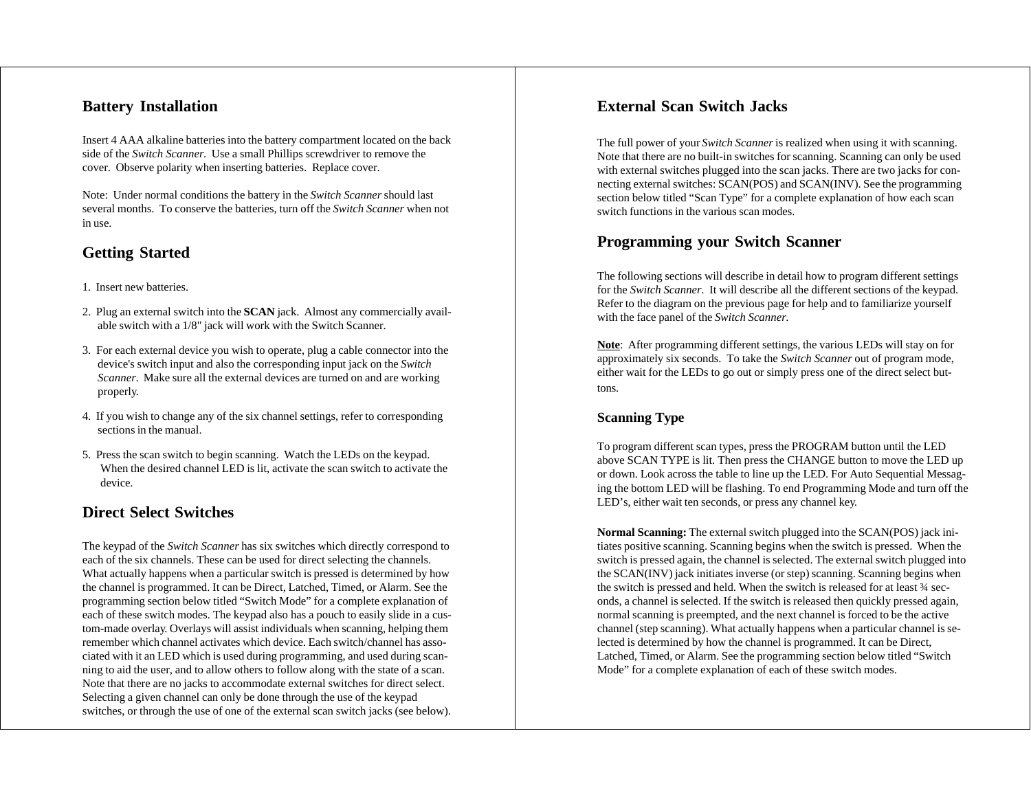## Battery Installation

Insert 4 AAA alkaline batteries into the battery compartment located on the back side of the *Switch Scanner.* Use a small Phillips screwdriver to remove the cover. Observe polarity when inserting batteries. Replace cover.

Note: Under normal conditions the battery in the *Switch Scanner* should last several months. To conserve the batteries, turn off the *Switch Scanner* when not in use.

## Getting Started

1. Insert new batteries.
2. Plug an external switch into the **SCAN** jack. Almost any commercially available switch with a 1/8" jack will work with the Switch Scanner.
3. For each external device you wish to operate, plug a cable connector into the device's switch input and also the corresponding input jack on the *Switch Scanner.* Make sure all the external devices are turned on and are working properly.
4. If you wish to change any of the six channel settings, refer to corresponding sections in the manual.
5. Press the scan switch to begin scanning. Watch the LEDs on the keypad. When the desired channel LED is lit, activate the scan switch to activate the device.

## Direct Select Switches

The keypad of the *Switch Scanner* has six switches which directly correspond to each of the six channels. These can be used for direct selecting the channels. What actually happens when a particular switch is pressed is determined by how the channel is programmed. It can be Direct, Latched, Timed, or Alarm. See the programming section below titled "Switch Mode" for a complete explanation of each of these switch modes. The keypad also has a pouch to easily slide in a custom-made overlay. Overlays will assist individuals when scanning, helping them remember which channel activates which device. Each switch/channel has associated with it an LED which is used during programming, and used during scanning to aid the user, and to allow others to follow along with the state of a scan. Note that there are no jacks to accommodate external switches for direct select. Selecting a given channel can only be done through the use of the keypad switches, or through the use of one of the external scan switch jacks (see below).

## External Scan Switch Jacks

The full power of your *Switch Scanner* is realized when using it with scanning. Note that there are no built-in switches for scanning. Scanning can only be used with external switches plugged into the scan jacks. There are two jacks for connecting external switches: SCAN(POS) and SCAN(INV). See the programming section below titled "Scan Type" for a complete explanation of how each scan switch functions in the various scan modes.

## Programming your Switch Scanner

The following sections will describe in detail how to program different settings for the *Switch Scanner*. It will describe all the different sections of the keypad. Refer to the diagram on the previous page for help and to familiarize yourself with the face panel of the *Switch Scanner.*

<u>**Note**</u>: After programming different settings, the various LEDs will stay on for approximately six seconds. To take the *Switch Scanner* out of program mode, either wait for the LEDs to go out or simply press one of the direct select buttons.

### Scanning Type

To program different scan types, press the PROGRAM button until the LED above SCAN TYPE is lit. Then press the CHANGE button to move the LED up or down. Look across the table to line up the LED. For Auto Sequential Messaging the bottom LED will be flashing. To end Programming Mode and turn off the LED's, either wait ten seconds, or press any channel key.

**Normal Scanning:** The external switch plugged into the SCAN(POS) jack initiates positive scanning. Scanning begins when the switch is pressed. When the switch is pressed again, the channel is selected. The external switch plugged into the SCAN(INV) jack initiates inverse (or step) scanning. Scanning begins when the switch is pressed and held. When the switch is released for at least ¾ seconds, a channel is selected. If the switch is released then quickly pressed again, normal scanning is preempted, and the next channel is forced to be the active channel (step scanning). What actually happens when a particular channel is selected is determined by how the channel is programmed. It can be Direct, Latched, Timed, or Alarm. See the programming section below titled "Switch Mode" for a complete explanation of each of these switch modes.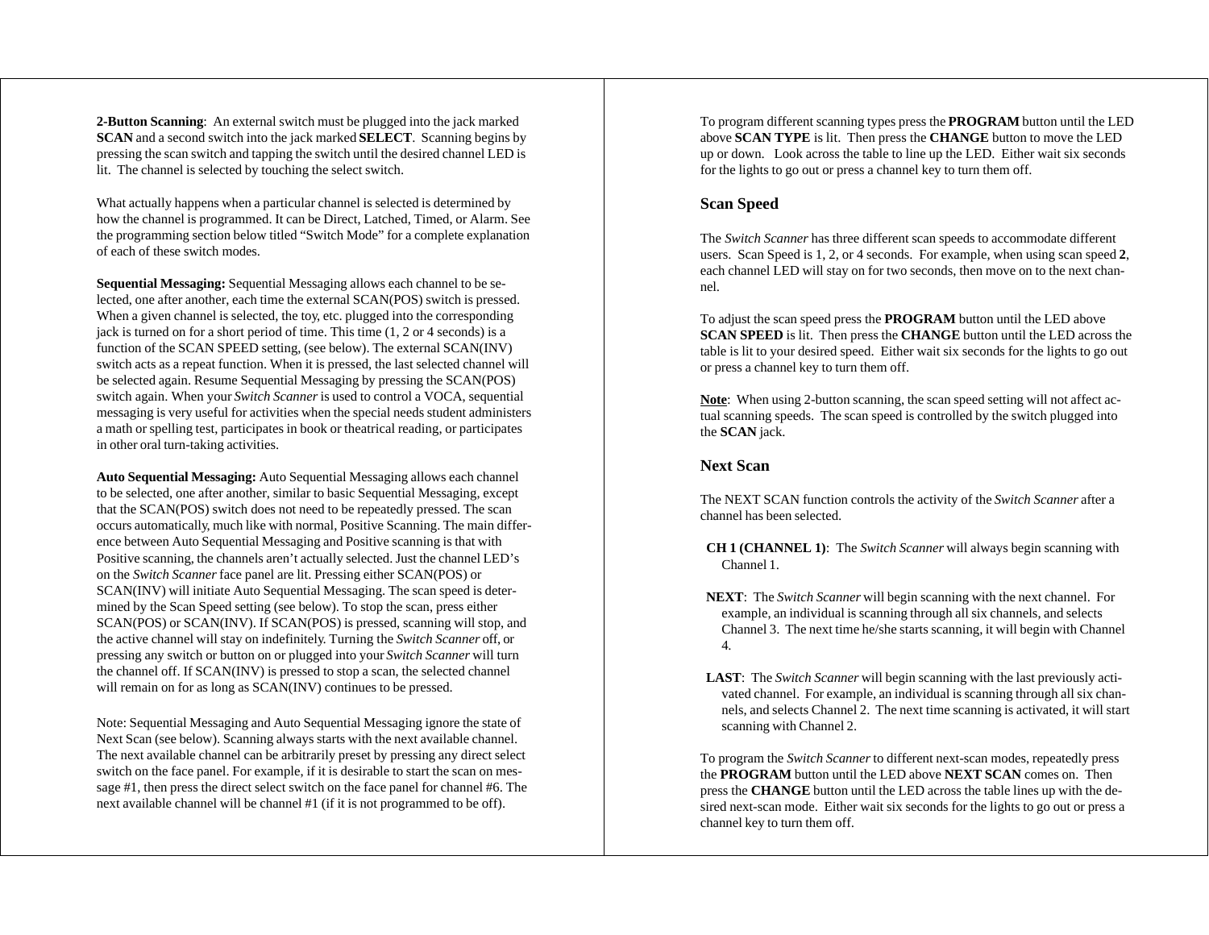**2-Button Scanning**: An external switch must be plugged into the jack marked **SCAN** and a second switch into the jack marked **SELECT**. Scanning begins by pressing the scan switch and tapping the switch until the desired channel LED is lit. The channel is selected by touching the select switch.

What actually happens when a particular channel is selected is determined by how the channel is programmed. It can be Direct, Latched, Timed, or Alarm. See the programming section below titled "Switch Mode" for a complete explanation of each of these switch modes.

**Sequential Messaging:** Sequential Messaging allows each channel to be selected, one after another, each time the external SCAN(POS) switch is pressed. When a given channel is selected, the toy, etc. plugged into the corresponding jack is turned on for a short period of time. This time (1, 2 or 4 seconds) is a function of the SCAN SPEED setting, (see below). The external SCAN(INV) switch acts as a repeat function. When it is pressed, the last selected channel will be selected again. Resume Sequential Messaging by pressing the SCAN(POS) switch again. When your *Switch Scanner* is used to control a VOCA, sequential messaging is very useful for activities when the special needs student administers a math or spelling test, participates in book or theatrical reading, or participates in other oral turn-taking activities.

**Auto Sequential Messaging:** Auto Sequential Messaging allows each channel to be selected, one after another, similar to basic Sequential Messaging, except that the SCAN(POS) switch does not need to be repeatedly pressed. The scan occurs automatically, much like with normal, Positive Scanning. The main difference between Auto Sequential Messaging and Positive scanning is that with Positive scanning, the channels aren't actually selected. Just the channel LED's on the *Switch Scanner* face panel are lit. Pressing either SCAN(POS) or SCAN(INV) will initiate Auto Sequential Messaging. The scan speed is determined by the Scan Speed setting (see below). To stop the scan, press either SCAN(POS) or SCAN(INV). If SCAN(POS) is pressed, scanning will stop, and the active channel will stay on indefinitely. Turning the *Switch Scanner* off, or pressing any switch or button on or plugged into your *Switch Scanner* will turn the channel off. If SCAN(INV) is pressed to stop a scan, the selected channel will remain on for as long as SCAN(INV) continues to be pressed.

Note: Sequential Messaging and Auto Sequential Messaging ignore the state of Next Scan (see below). Scanning always starts with the next available channel. The next available channel can be arbitrarily preset by pressing any direct select switch on the face panel. For example, if it is desirable to start the scan on message #1, then press the direct select switch on the face panel for channel #6. The next available channel will be channel #1 (if it is not programmed to be off).

To program different scanning types press the **PROGRAM** button until the LED above **SCAN TYPE** is lit. Then press the **CHANGE** button to move the LED up or down. Look across the table to line up the LED. Either wait six seconds for the lights to go out or press a channel key to turn them off.

## Scan Speed

The *Switch Scanner* has three different scan speeds to accommodate different users. Scan Speed is 1, 2, or 4 seconds. For example, when using scan speed **2**, each channel LED will stay on for two seconds, then move on to the next channel.

To adjust the scan speed press the **PROGRAM** button until the LED above **SCAN SPEED** is lit. Then press the **CHANGE** button until the LED across the table is lit to your desired speed. Either wait six seconds for the lights to go out or press a channel key to turn them off.

**Note**: When using 2-button scanning, the scan speed setting will not affect actual scanning speeds. The scan speed is controlled by the switch plugged into the **SCAN** jack.

## Next Scan

The NEXT SCAN function controls the activity of the *Switch Scanner* after a channel has been selected.

**CH 1 (CHANNEL 1)**: The *Switch Scanner* will always begin scanning with Channel 1.

**NEXT**: The *Switch Scanner* will begin scanning with the next channel. For example, an individual is scanning through all six channels, and selects Channel 3. The next time he/she starts scanning, it will begin with Channel 4.

**LAST**: The *Switch Scanner* will begin scanning with the last previously activated channel. For example, an individual is scanning through all six channels, and selects Channel 2. The next time scanning is activated, it will start scanning with Channel 2.

To program the *Switch Scanner* to different next-scan modes, repeatedly press the **PROGRAM** button until the LED above **NEXT SCAN** comes on. Then press the **CHANGE** button until the LED across the table lines up with the desired next-scan mode. Either wait six seconds for the lights to go out or press a channel key to turn them off.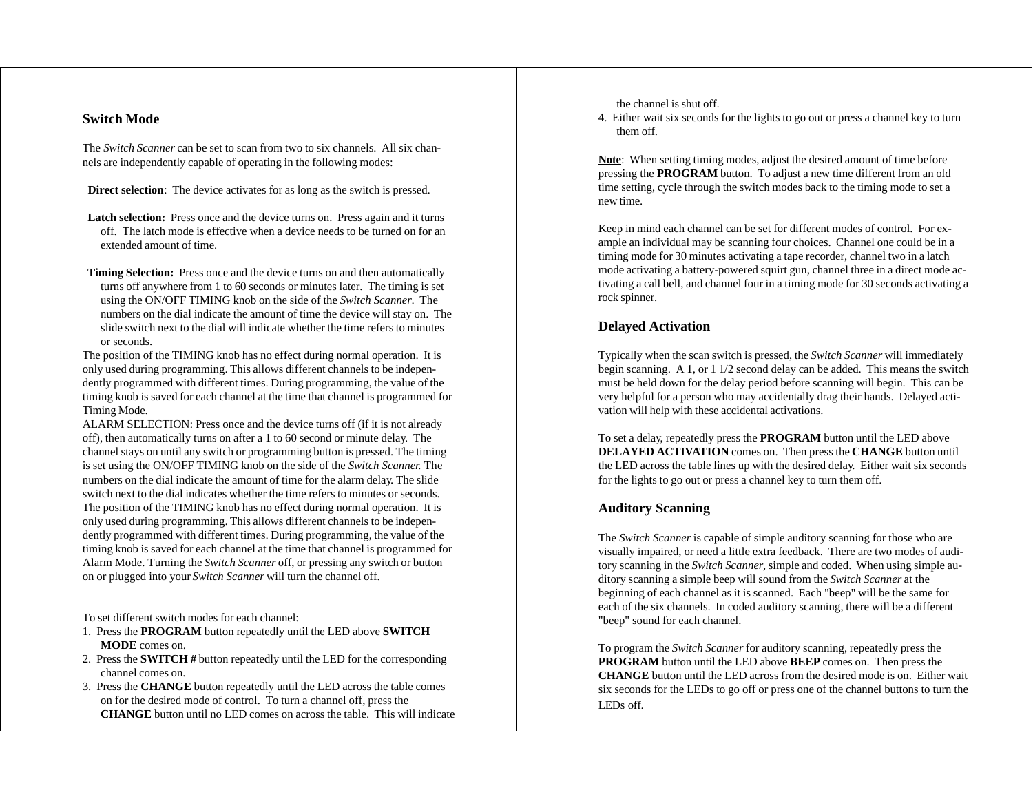## Switch Mode

The *Switch Scanner* can be set to scan from two to six channels. All six channels are independently capable of operating in the following modes:

**Direct selection**: The device activates for as long as the switch is pressed.

**Latch selection:** Press once and the device turns on. Press again and it turns off. The latch mode is effective when a device needs to be turned on for an extended amount of time.

**Timing Selection:** Press once and the device turns on and then automatically turns off anywhere from 1 to 60 seconds or minutes later. The timing is set using the ON/OFF TIMING knob on the side of the *Switch Scanner*. The numbers on the dial indicate the amount of time the device will stay on. The slide switch next to the dial will indicate whether the time refers to minutes or seconds.

The position of the TIMING knob has no effect during normal operation. It is only used during programming. This allows different channels to be independently programmed with different times. During programming, the value of the timing knob is saved for each channel at the time that channel is programmed for Timing Mode.

ALARM SELECTION: Press once and the device turns off (if it is not already off), then automatically turns on after a 1 to 60 second or minute delay. The channel stays on until any switch or programming button is pressed. The timing is set using the ON/OFF TIMING knob on the side of the *Switch Scanner.* The numbers on the dial indicate the amount of time for the alarm delay. The slide switch next to the dial indicates whether the time refers to minutes or seconds. The position of the TIMING knob has no effect during normal operation. It is only used during programming. This allows different channels to be independently programmed with different times. During programming, the value of the timing knob is saved for each channel at the time that channel is programmed for Alarm Mode. Turning the *Switch Scanner* off, or pressing any switch or button on or plugged into your *Switch Scanner* will turn the channel off.

To set different switch modes for each channel:

1. Press the **PROGRAM** button repeatedly until the LED above **SWITCH MODE** comes on.
2. Press the **SWITCH #** button repeatedly until the LED for the corresponding channel comes on.
3. Press the **CHANGE** button repeatedly until the LED across the table comes on for the desired mode of control. To turn a channel off, press the **CHANGE** button until no LED comes on across the table. This will indicate the channel is shut off.
4. Either wait six seconds for the lights to go out or press a channel key to turn them off.

__Note__: When setting timing modes, adjust the desired amount of time before pressing the **PROGRAM** button. To adjust a new time different from an old time setting, cycle through the switch modes back to the timing mode to set a new time.

Keep in mind each channel can be set for different modes of control. For example an individual may be scanning four choices. Channel one could be in a timing mode for 30 minutes activating a tape recorder, channel two in a latch mode activating a battery-powered squirt gun, channel three in a direct mode activating a call bell, and channel four in a timing mode for 30 seconds activating a rock spinner.

## Delayed Activation

Typically when the scan switch is pressed, the *Switch Scanner* will immediately begin scanning. A 1, or 1 1/2 second delay can be added. This means the switch must be held down for the delay period before scanning will begin. This can be very helpful for a person who may accidentally drag their hands. Delayed activation will help with these accidental activations.

To set a delay, repeatedly press the **PROGRAM** button until the LED above **DELAYED ACTIVATION** comes on. Then press the **CHANGE** button until the LED across the table lines up with the desired delay. Either wait six seconds for the lights to go out or press a channel key to turn them off.

## Auditory Scanning

The *Switch Scanner* is capable of simple auditory scanning for those who are visually impaired, or need a little extra feedback. There are two modes of auditory scanning in the *Switch Scanner*, simple and coded. When using simple auditory scanning a simple beep will sound from the *Switch Scanner* at the beginning of each channel as it is scanned. Each "beep" will be the same for each of the six channels. In coded auditory scanning, there will be a different "beep" sound for each channel.

To program the *Switch Scanner* for auditory scanning, repeatedly press the **PROGRAM** button until the LED above **BEEP** comes on. Then press the **CHANGE** button until the LED across from the desired mode is on. Either wait six seconds for the LEDs to go off or press one of the channel buttons to turn the LEDs off.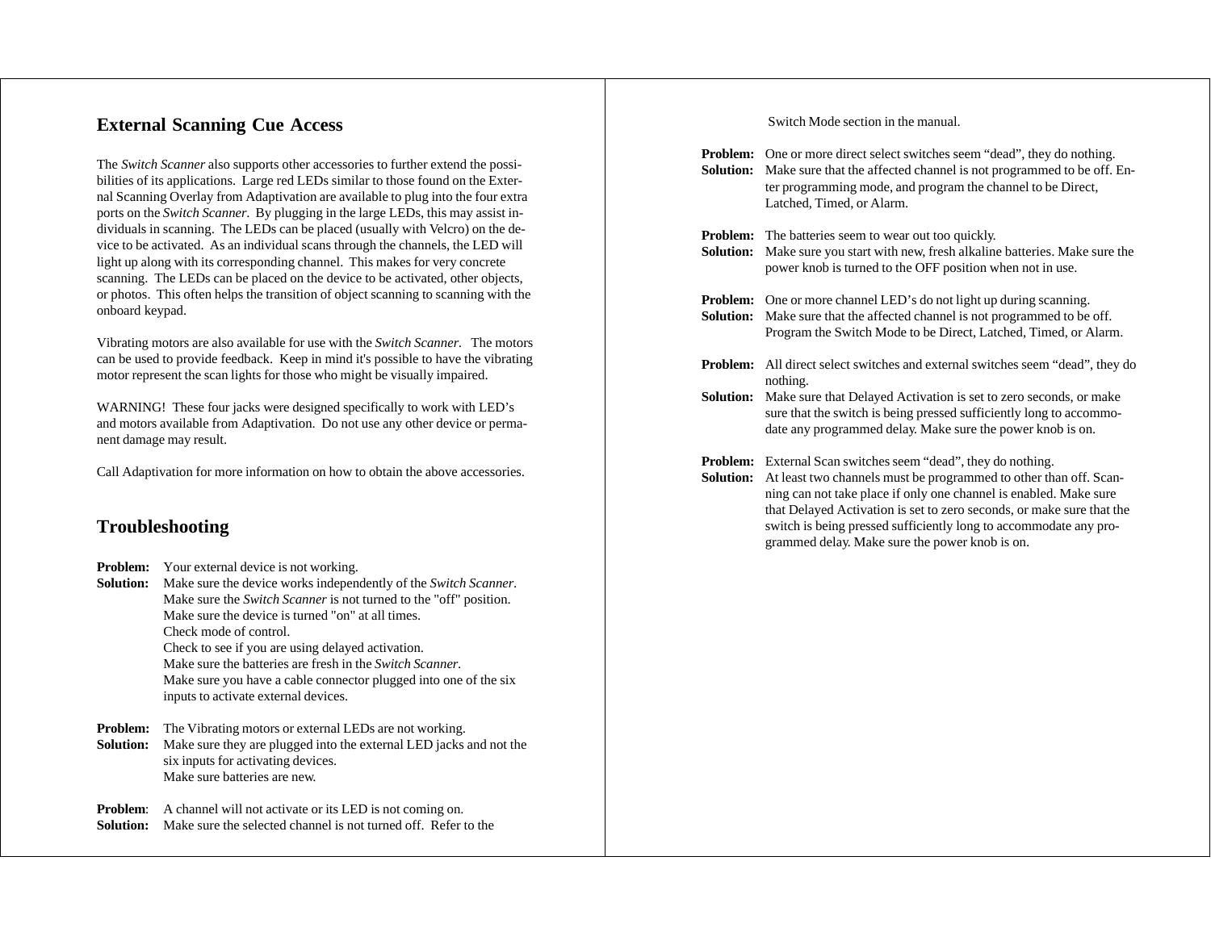## External Scanning Cue Access

The *Switch Scanner* also supports other accessories to further extend the possibilities of its applications. Large red LEDs similar to those found on the External Scanning Overlay from Adaptivation are available to plug into the four extra ports on the *Switch Scanner*. By plugging in the large LEDs, this may assist individuals in scanning. The LEDs can be placed (usually with Velcro) on the device to be activated. As an individual scans through the channels, the LED will light up along with its corresponding channel. This makes for very concrete scanning. The LEDs can be placed on the device to be activated, other objects, or photos. This often helps the transition of object scanning to scanning with the onboard keypad.

Vibrating motors are also available for use with the *Switch Scanner*. The motors can be used to provide feedback. Keep in mind it's possible to have the vibrating motor represent the scan lights for those who might be visually impaired.

WARNING! These four jacks were designed specifically to work with LED's and motors available from Adaptivation. Do not use any other device or permanent damage may result.

Call Adaptivation for more information on how to obtain the above accessories.

## Troubleshooting

**Problem:** Your external device is not working.
**Solution:** Make sure the device works independently of the *Switch Scanner*.
Make sure the *Switch Scanner* is not turned to the "off" position.
Make sure the device is turned "on" at all times.
Check mode of control.
Check to see if you are using delayed activation.
Make sure the batteries are fresh in the *Switch Scanner*.
Make sure you have a cable connector plugged into one of the six inputs to activate external devices.

**Problem:** The Vibrating motors or external LEDs are not working.
**Solution:** Make sure they are plugged into the external LED jacks and not the six inputs for activating devices.
Make sure batteries are new.

**Problem**: A channel will not activate or its LED is not coming on.
**Solution:** Make sure the selected channel is not turned off. Refer to the Switch Mode section in the manual.

**Problem:** One or more direct select switches seem "dead", they do nothing.
**Solution:** Make sure that the affected channel is not programmed to be off. Enter programming mode, and program the channel to be Direct, Latched, Timed, or Alarm.

**Problem:** The batteries seem to wear out too quickly.
**Solution:** Make sure you start with new, fresh alkaline batteries. Make sure the power knob is turned to the OFF position when not in use.

**Problem:** One or more channel LED's do not light up during scanning.
**Solution:** Make sure that the affected channel is not programmed to be off. Program the Switch Mode to be Direct, Latched, Timed, or Alarm.

**Problem:** All direct select switches and external switches seem "dead", they do nothing.
**Solution:** Make sure that Delayed Activation is set to zero seconds, or make sure that the switch is being pressed sufficiently long to accommodate any programmed delay. Make sure the power knob is on.

**Problem:** External Scan switches seem "dead", they do nothing.
**Solution:** At least two channels must be programmed to other than off. Scanning can not take place if only one channel is enabled. Make sure that Delayed Activation is set to zero seconds, or make sure that the switch is being pressed sufficiently long to accommodate any programmed delay. Make sure the power knob is on.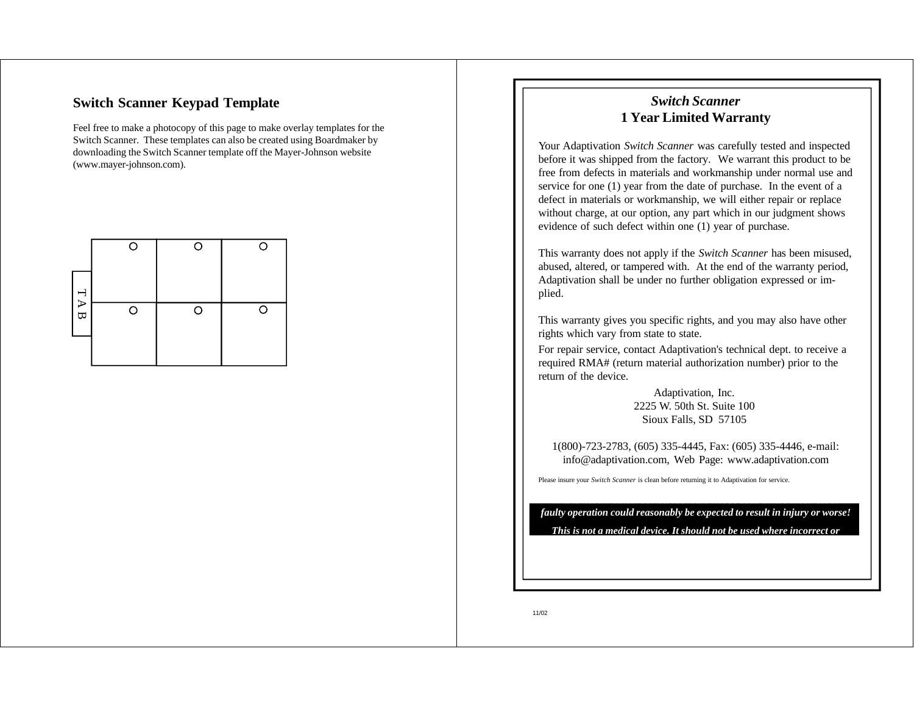## Switch Scanner Keypad Template

Feel free to make a photocopy of this page to make overlay templates for the Switch Scanner. These templates can also be created using Boardmaker by downloading the Switch Scanner template off the Mayer-Johnson website (www.mayer-johnson.com).

TAB

## *Switch Scanner*
## 1 Year Limited Warranty

Your Adaptivation *Switch Scanner* was carefully tested and inspected before it was shipped from the factory. We warrant this product to be free from defects in materials and workmanship under normal use and service for one (1) year from the date of purchase. In the event of a defect in materials or workmanship, we will either repair or replace without charge, at our option, any part which in our judgment shows evidence of such defect within one (1) year of purchase.

This warranty does not apply if the *Switch Scanner* has been misused, abused, altered, or tampered with. At the end of the warranty period, Adaptivation shall be under no further obligation expressed or implied.

This warranty gives you specific rights, and you may also have other rights which vary from state to state.

For repair service, contact Adaptivation's technical dept. to receive a required RMA# (return material authorization number) prior to the return of the device.

Adaptivation, Inc.
2225 W. 50th St. Suite 100
Sioux Falls, SD 57105

1(800)-723-2783, (605) 335-4445, Fax: (605) 335-4446, e-mail: info@adaptivation.com, Web Page: www.adaptivation.com

Please insure your *Switch Scanner* is clean before returning it to Adaptivation for service.

***This is not a medical device. It should not be used where incorrect or faulty operation could reasonably be expected to result in injury or worse!***

11/02